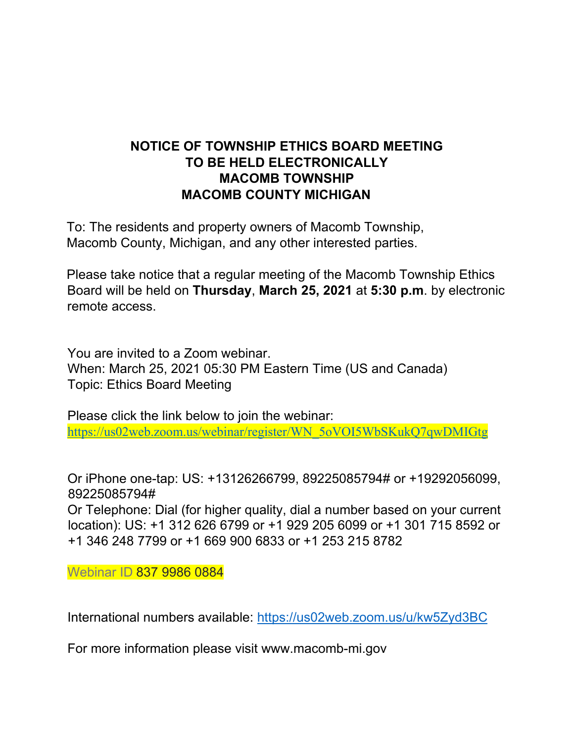# NOTICE OF TOWNSHIP ETHICS BOARD MEETING TO BE HELD ELECTRONICALLY MACOMB TOWNSHIP MACOMB COUNTY MICHIGAN

To: The residents and property owners of Macomb Township, Macomb County, Michigan, and any other interested parties.

Please take notice that a regular meeting of the Macomb Township Ethics Board will be held on **Thursday**, **March 25, 2021** at **5:30 p.m**. by electronic remote access.

You are invited to a Zoom webinar.
When: March 25, 2021 05:30 PM Eastern Time (US and Canada)
Topic: Ethics Board Meeting

Please click the link below to join the webinar:
https://us02web.zoom.us/webinar/register/WN_5oVOI5WbSKukQ7qwDMIGtg

Or iPhone one-tap: US: +13126266799, 89225085794# or +19292056099, 89225085794#
Or Telephone: Dial (for higher quality, dial a number based on your current location): US: +1 312 626 6799 or +1 929 205 6099 or +1 301 715 8592 or +1 346 248 7799 or +1 669 900 6833 or +1 253 215 8782

Webinar ID 837 9986 0884

International numbers available: https://us02web.zoom.us/u/kw5Zyd3BC

For more information please visit www.macomb-mi.gov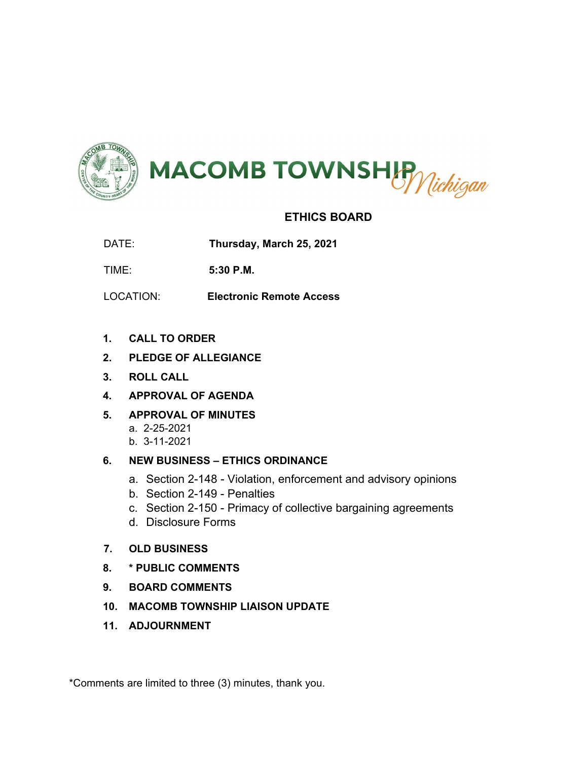# MACOMB TOWNSHIP *Michigan*

## ETHICS BOARD

DATE: **Thursday, March 25, 2021**

TIME: **5:30 P.M.**

LOCATION: **Electronic Remote Access**

1. **CALL TO ORDER**
2. **PLEDGE OF ALLEGIANCE**
3. **ROLL CALL**
4. **APPROVAL OF AGENDA**
5. **APPROVAL OF MINUTES**
   a. 2-25-2021
   b. 3-11-2021
6. **NEW BUSINESS – ETHICS ORDINANCE**
   a. Section 2-148 - Violation, enforcement and advisory opinions
   b. Section 2-149 - Penalties
   c. Section 2-150 - Primacy of collective bargaining agreements
   d. Disclosure Forms
7. **OLD BUSINESS**
8. **\* PUBLIC COMMENTS**
9. **BOARD COMMENTS**
10. **MACOMB TOWNSHIP LIAISON UPDATE**
11. **ADJOURNMENT**

*Comments are limited to three (3) minutes, thank you.